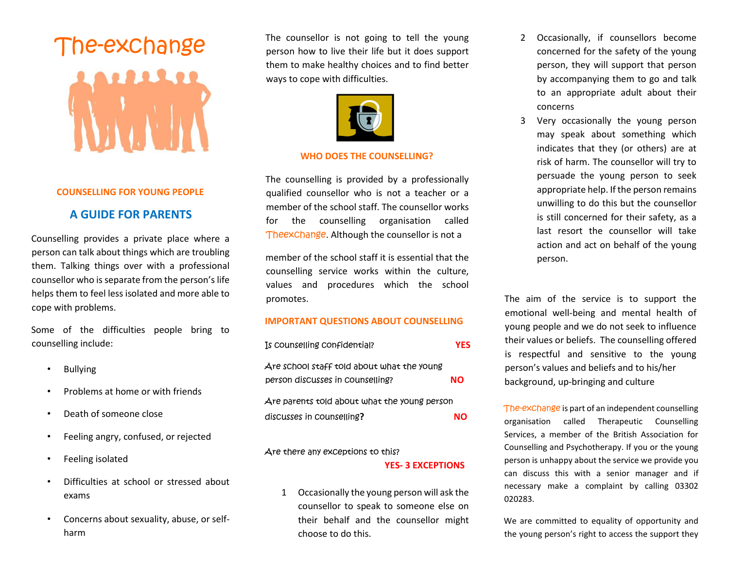# The-exchange

## COUNSELLING FOR YOUNG PEOPLE

## A GUIDE FOR PARENTS

Counselling provides a private place where a person can talk about things which are troubling them. Talking things over with a professional counsellor who is separate from the person's life helps them to feel less isolated and more able to cope with problems.

Some of the difficulties people bring to counselling include:

- Bullying
- Problems at home or with friends
- Death of someone close
- Feeling angry, confused, or rejected
- Feeling isolated
- Difficulties at school or stressed about exams
- Concerns about sexuality, abuse, or self-harm

The counsellor is not going to tell the young person how to live their life but it does support them to make healthy choices and to find better ways to cope with difficulties.

### WHO DOES THE COUNSELLING?

The counselling is provided by a professionally qualified counsellor who is not a teacher or a member of the school staff. The counsellor works for the counselling organisation called Theexchange. Although the counsellor is not a member of the school staff it is essential that the counselling service works within the culture, values and procedures which the school promotes.

### IMPORTANT QUESTIONS ABOUT COUNSELLING

Is counselling confidential? **YES**

Are school staff told about what the young person discusses in counselling? **NO**

Are parents told about what the young person discusses in counselling? **NO**

Are there any exceptions to this? **YES- 3 EXCEPTIONS**

1. Occasionally the young person will ask the counsellor to speak to someone else on their behalf and the counsellor might choose to do this.
2. Occasionally, if counsellors become concerned for the safety of the young person, they will support that person by accompanying them to go and talk to an appropriate adult about their concerns
3. Very occasionally the young person may speak about something which indicates that they (or others) are at risk of harm. The counsellor will try to persuade the young person to seek appropriate help. If the person remains unwilling to do this but the counsellor is still concerned for their safety, as a last resort the counsellor will take action and act on behalf of the young person.

The aim of the service is to support the emotional well-being and mental health of young people and we do not seek to influence their values or beliefs. The counselling offered is respectful and sensitive to the young person's values and beliefs and to his/her background, up-bringing and culture

The-exchange is part of an independent counselling organisation called Therapeutic Counselling Services, a member of the British Association for Counselling and Psychotherapy. If you or the young person is unhappy about the service we provide you can discuss this with a senior manager and if necessary make a complaint by calling 03302 020283.

We are committed to equality of opportunity and the young person's right to access the support they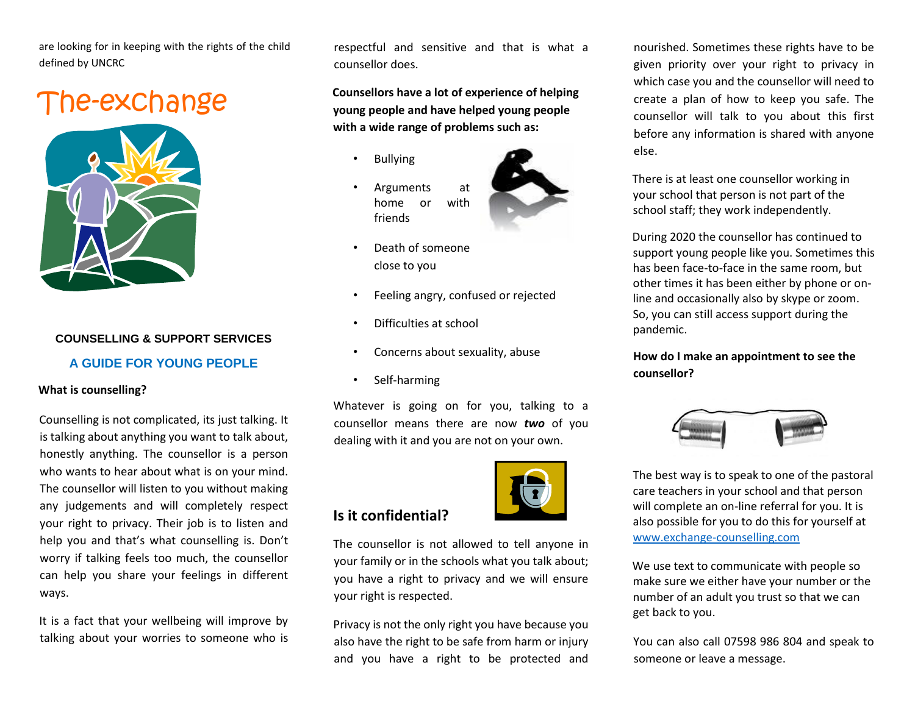are looking for in keeping with the rights of the child defined by UNCRC

# The-exchange

**COUNSELLING & SUPPORT SERVICES**

**A GUIDE FOR YOUNG PEOPLE**

**What is counselling?**

Counselling is not complicated, its just talking. It is talking about anything you want to talk about, honestly anything. The counsellor is a person who wants to hear about what is on your mind. The counsellor will listen to you without making any judgements and will completely respect your right to privacy. Their job is to listen and help you and that's what counselling is. Don't worry if talking feels too much, the counsellor can help you share your feelings in different ways.

It is a fact that your wellbeing will improve by talking about your worries to someone who is respectful and sensitive and that is what a counsellor does.

**Counsellors have a lot of experience of helping young people and have helped young people with a wide range of problems such as:**

- Bullying
- Arguments at home or with friends
- Death of someone close to you
- Feeling angry, confused or rejected
- Difficulties at school
- Concerns about sexuality, abuse
- Self-harming

Whatever is going on for you, talking to a counsellor means there are now ***two*** of you dealing with it and you are not on your own.

## Is it confidential?

The counsellor is not allowed to tell anyone in your family or in the schools what you talk about; you have a right to privacy and we will ensure your right is respected.

Privacy is not the only right you have because you also have the right to be safe from harm or injury and you have a right to be protected and nourished. Sometimes these rights have to be given priority over your right to privacy in which case you and the counsellor will need to create a plan of how to keep you safe. The counsellor will talk to you about this first before any information is shared with anyone else.

There is at least one counsellor working in your school that person is not part of the school staff; they work independently.

During 2020 the counsellor has continued to support young people like you. Sometimes this has been face-to-face in the same room, but other times it has been either by phone or on-line and occasionally also by skype or zoom. So, you can still access support during the pandemic.

**How do I make an appointment to see the counsellor?**

The best way is to speak to one of the pastoral care teachers in your school and that person will complete an on-line referral for you. It is also possible for you to do this for yourself at www.exchange-counselling.com

We use text to communicate with people so make sure we either have your number or the number of an adult you trust so that we can get back to you.

You can also call 07598 986 804 and speak to someone or leave a message.